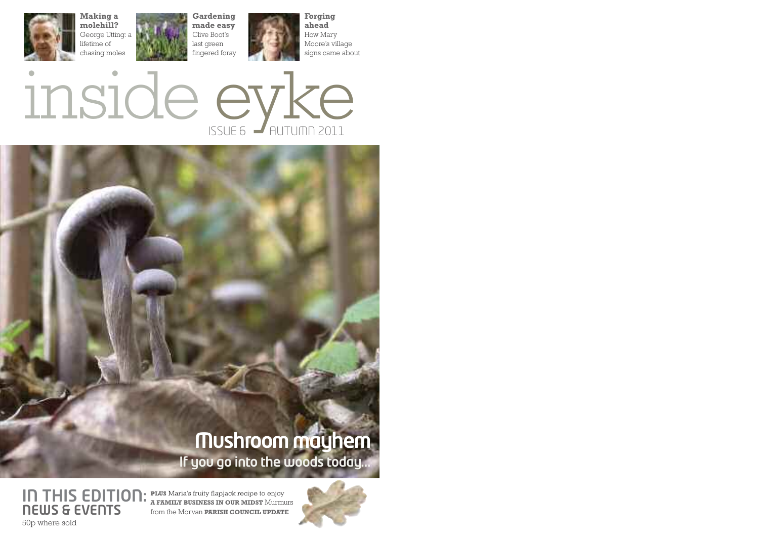**Making a molehill?**
George Utting: a lifetime of chasing moles

**Gardening made easy**
Clive Boot's last green fingered foray

**Forging ahead**
How Mary Moore's village signs came about

# inside eyke

ISSUE 6 AUTUMN 2011

## Mushroom mayhem

If you go into the woods today...

## IN THIS EDITION: NEWS & EVENTS

50p where sold

**PLUS** Maria's fruity flapjack recipe to enjoy **A FAMILY BUSINESS IN OUR MIDST** Murmurs from the Morvan **PARISH COUNCIL UPDATE**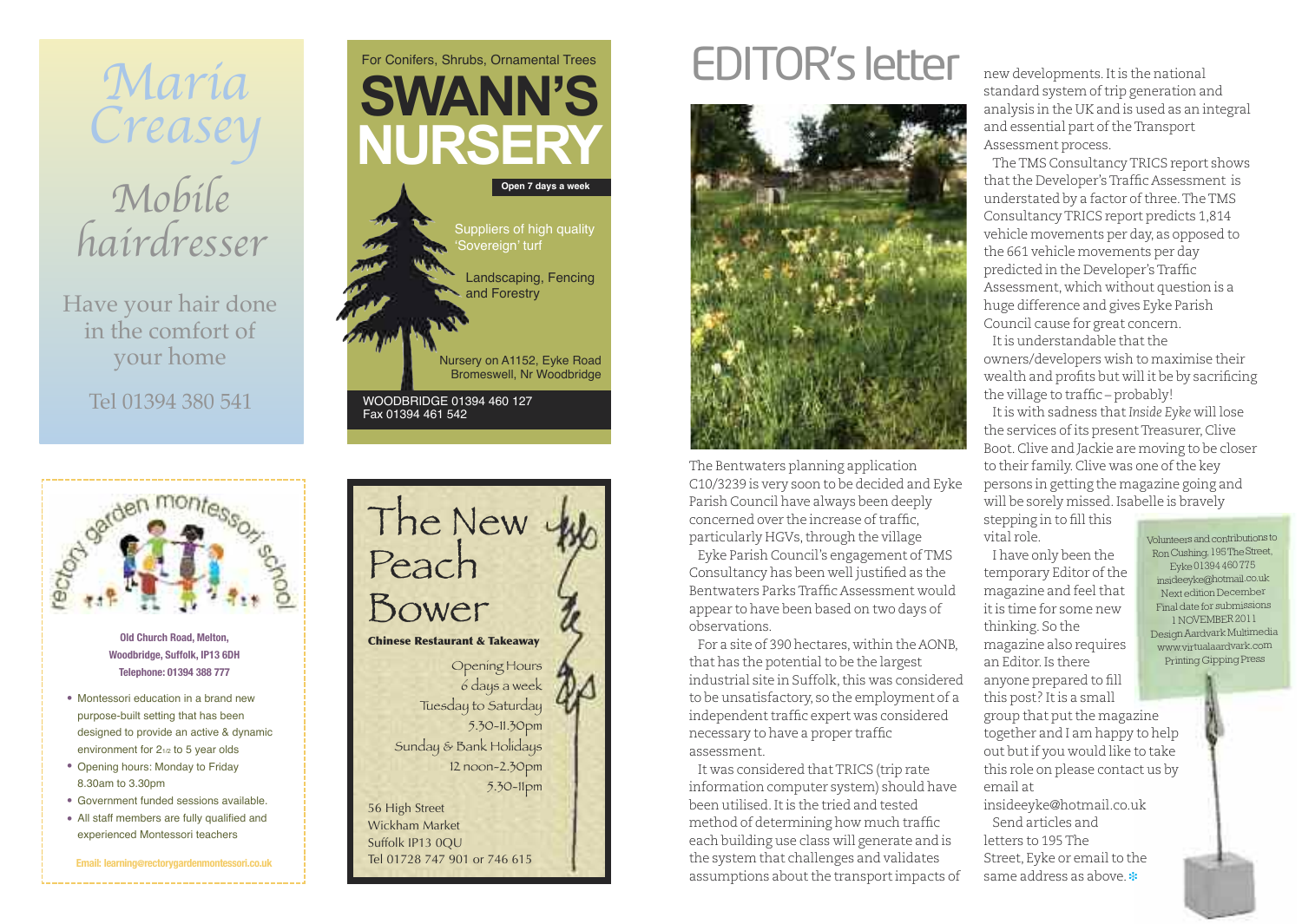Maria Creasey

Mobile hairdresser

Have your hair done in the comfort of your home

Tel 01394 380 541

For Conifers, Shrubs, Ornamental Trees

# SWANN'S NURSERY

**Open 7 days a week**

Suppliers of high quality 'Sovereign' turf

Landscaping, Fencing and Forestry

Nursery on A1152, Eyke Road
Bromeswell, Nr Woodbridge

WOODBRIDGE 01394 460 127
Fax 01394 461 542

rectory garden montessori school

**Old Church Road, Melton, Woodbridge, Suffolk, IP13 6DH**
**Telephone: 01394 388 777**

- Montessori education in a brand new purpose-built setting that has been designed to provide an active & dynamic environment for 2½ to 5 year olds
- Opening hours: Monday to Friday 8.30am to 3.30pm
- Government funded sessions available.
- All staff members are fully qualified and experienced Montessori teachers

**Email: learning@rectorygardenmontessori.co.uk**

# The New Peach Bower

**Chinese Restaurant & Takeaway**

Opening Hours
6 days a week
Tuesday to Saturday
5.30–11.30pm
Sunday & Bank Holidays
12 noon–2.30pm
5.30–11pm

56 High Street
Wickham Market
Suffolk IP13 0QU
Tel 01728 747 901 or 746 615

# EDITOR's letter

The Bentwaters planning application C10/3239 is very soon to be decided and Eyke Parish Council have always been deeply concerned over the increase of traffic, particularly HGVs, through the village

Eyke Parish Council's engagement of TMS Consultancy has been well justified as the Bentwaters Parks Traffic Assessment would appear to have been based on two days of observations.

For a site of 390 hectares, within the AONB, that has the potential to be the largest industrial site in Suffolk, this was considered to be unsatisfactory, so the employment of a independent traffic expert was considered necessary to have a proper traffic assessment.

It was considered that TRICS (trip rate information computer system) should have been utilised. It is the tried and tested method of determining how much traffic each building use class will generate and is the system that challenges and validates assumptions about the transport impacts of new developments. It is the national standard system of trip generation and analysis in the UK and is used as an integral and essential part of the Transport Assessment process.

The TMS Consultancy TRICS report shows that the Developer's Traffic Assessment is understated by a factor of three. The TMS Consultancy TRICS report predicts 1,814 vehicle movements per day, as opposed to the 661 vehicle movements per day predicted in the Developer's Traffic Assessment, which without question is a huge difference and gives Eyke Parish Council cause for great concern.

It is understandable that the owners/developers wish to maximise their wealth and profits but will it be by sacrificing the village to traffic – probably!

It is with sadness that *Inside Eyke* will lose the services of its present Treasurer, Clive Boot. Clive and Jackie are moving to be closer to their family. Clive was one of the key persons in getting the magazine going and will be sorely missed. Isabelle is bravely stepping in to fill this vital role.

I have only been the temporary Editor of the magazine and feel that it is time for some new thinking. So the magazine also requires an Editor. Is there anyone prepared to fill this post? It is a small group that put the magazine together and I am happy to help out but if you would like to take this role on please contact us by email at insideeyke@hotmail.co.uk

Send articles and letters to 195 The Street, Eyke or email to the same address as above.

Volunteers and contributions to Ron Cushing, 195 The Street, Eyke 01394 460 775
insideeyke@hotmail.co.uk
Next edition December
Final date for submissions 1 NOVEMBER 2011
Design Aardvark Multimedia www.virtualaardvark.com
Printing Gipping Press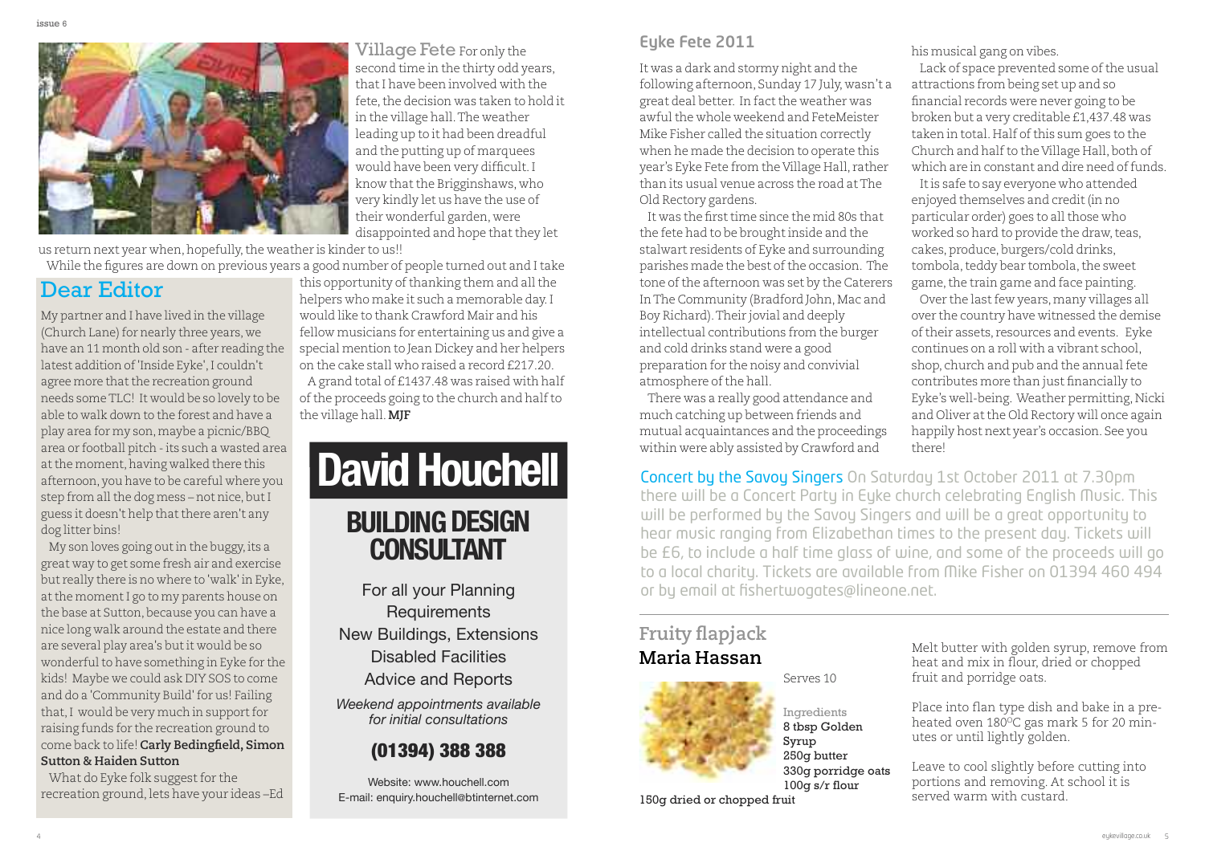## Village Fete

For only the second time in the thirty odd years, that I have been involved with the fete, the decision was taken to hold it in the village hall. The weather leading up to it had been dreadful and the putting up of marquees would have been very difficult. I know that the Brigginshaws, who very kindly let us have the use of their wonderful garden, were disappointed and hope that they let us return next year when, hopefully, the weather is kinder to us!!

While the figures are down on previous years a good number of people turned out and I take this opportunity of thanking them and all the helpers who make it such a memorable day. I would like to thank Crawford Mair and his fellow musicians for entertaining us and give a special mention to Jean Dickey and her helpers on the cake stall who raised a record £217.20.

A grand total of £1437.48 was raised with half of the proceeds going to the church and half to the village hall. **MJF**

## Dear Editor

My partner and I have lived in the village (Church Lane) for nearly three years, we have an 11 month old son - after reading the latest addition of 'Inside Eyke', I couldn't agree more that the recreation ground needs some TLC! It would be so lovely to be able to walk down to the forest and have a play area for my son, maybe a picnic/BBQ area or football pitch - its such a wasted area at the moment, having walked there this afternoon, you have to be careful where you step from all the dog mess – not nice, but I guess it doesn't help that there aren't any dog litter bins!

My son loves going out in the buggy, its a great way to get some fresh air and exercise but really there is no where to 'walk' in Eyke, at the moment I go to my parents house on the base at Sutton, because you can have a nice long walk around the estate and there are several play area's but it would be so wonderful to have something in Eyke for the kids! Maybe we could ask DIY SOS to come and do a 'Community Build' for us! Failing that, I would be very much in support for raising funds for the recreation ground to come back to life! **Carly Bedingfield, Simon Sutton & Haiden Sutton**

What do Eyke folk suggest for the recreation ground, lets have your ideas –Ed

# David Houchell

## BUILDING DESIGN CONSULTANT

For all your Planning Requirements
New Buildings, Extensions
Disabled Facilities
Advice and Reports

*Weekend appointments available for initial consultations*

**(01394) 388 388**

Website: www.houchell.com
E-mail: enquiry.houchell@btinternet.com

## Eyke Fete 2011

It was a dark and stormy night and the following afternoon, Sunday 17 July, wasn't a great deal better. In fact the weather was awful the whole weekend and FeteMeister Mike Fisher called the situation correctly when he made the decision to operate this year's Eyke Fete from the Village Hall, rather than its usual venue across the road at The Old Rectory gardens.

It was the first time since the mid 80s that the fete had to be brought inside and the stalwart residents of Eyke and surrounding parishes made the best of the occasion. The tone of the afternoon was set by the Caterers In The Community (Bradford John, Mac and Boy Richard). Their jovial and deeply intellectual contributions from the burger and cold drinks stand were a good preparation for the noisy and convivial atmosphere of the hall.

There was a really good attendance and much catching up between friends and mutual acquaintances and the proceedings within were ably assisted by Crawford and his musical gang on vibes.

Lack of space prevented some of the usual attractions from being set up and so financial records were never going to be broken but a very creditable £1,437.48 was taken in total. Half of this sum goes to the Church and half to the Village Hall, both of which are in constant and dire need of funds.

It is safe to say everyone who attended enjoyed themselves and credit (in no particular order) goes to all those who worked so hard to provide the draw, teas, cakes, produce, burgers/cold drinks, tombola, teddy bear tombola, the sweet game, the train game and face painting.

Over the last few years, many villages all over the country have witnessed the demise of their assets, resources and events. Eyke continues on a roll with a vibrant school, shop, church and pub and the annual fete contributes more than just financially to Eyke's well-being. Weather permitting, Nicki and Oliver at the Old Rectory will once again happily host next year's occasion. See you there!

**Concert by the Savoy Singers** On Saturday 1st October 2011 at 7.30pm there will be a Concert Party in Eyke church celebrating English Music. This will be performed by the Savoy Singers and will be a great opportunity to hear music ranging from Elizabethan times to the present day. Tickets will be £6, to include a half time glass of wine, and some of the proceeds will go to a local charity. Tickets are available from Mike Fisher on 01394 460 494 or by email at fishertwogates@lineone.net.

## Fruity flapjack
### Maria Hassan

Serves 10

Ingredients
- 8 tbsp Golden Syrup
- 250g butter
- 330g porridge oats
- 100g s/r flour
- 150g dried or chopped fruit

Melt butter with golden syrup, remove from heat and mix in flour, dried or chopped fruit and porridge oats.

Place into flan type dish and bake in a pre-heated oven 180$^{o}$C gas mark 5 for 20 minutes or until lightly golden.

Leave to cool slightly before cutting into portions and removing. At school it is served warm with custard.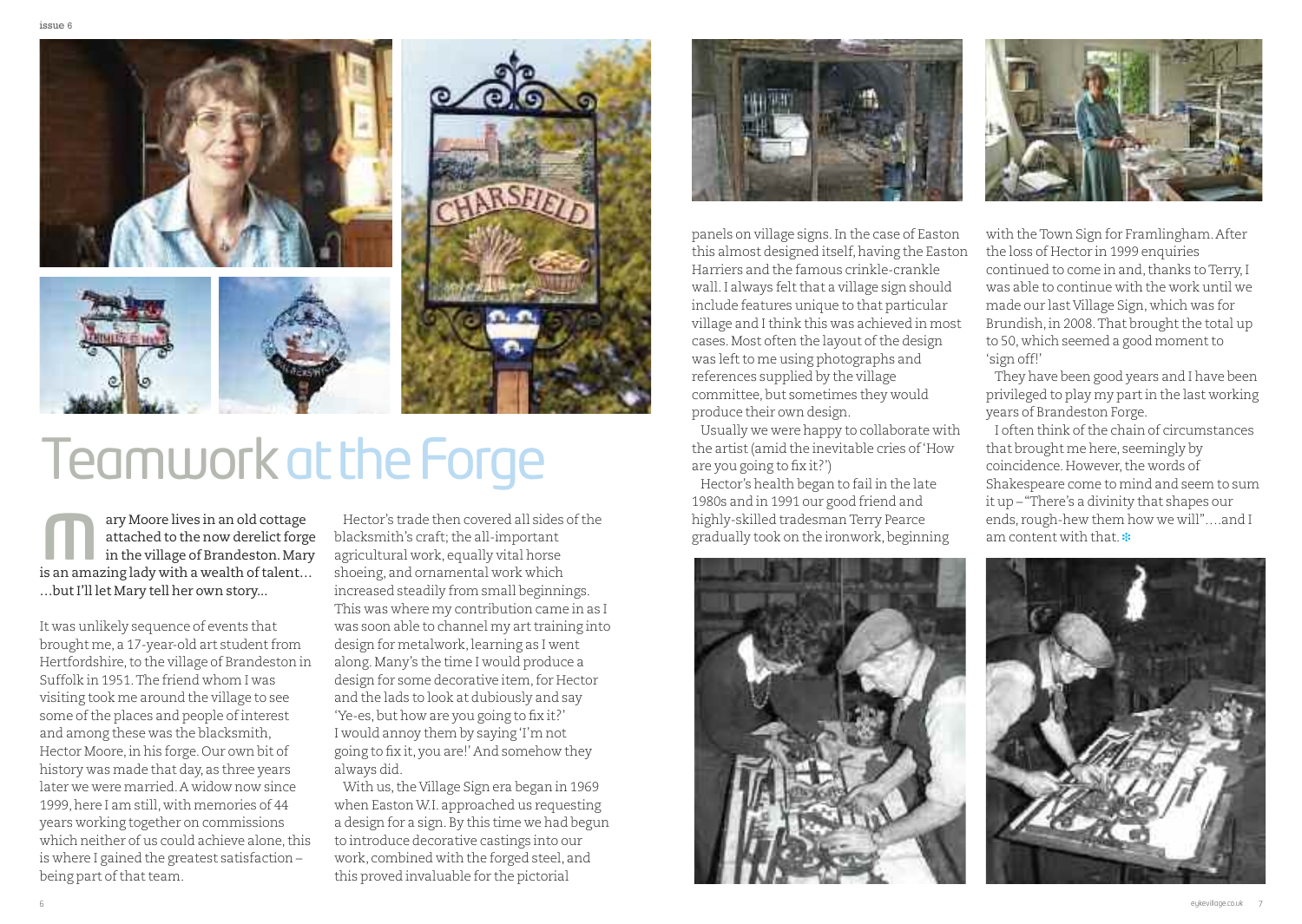# Teamwork at the Forge

Mary Moore lives in an old cottage attached to the now derelict forge in the village of Brandeston. Mary is an amazing lady with a wealth of talent… …but I'll let Mary tell her own story...

It was unlikely sequence of events that brought me, a 17-year-old art student from Hertfordshire, to the village of Brandeston in Suffolk in 1951. The friend whom I was visiting took me around the village to see some of the places and people of interest and among these was the blacksmith, Hector Moore, in his forge. Our own bit of history was made that day, as three years later we were married. A widow now since 1999, here I am still, with memories of 44 years working together on commissions which neither of us could achieve alone, this is where I gained the greatest satisfaction – being part of that team.

Hector's trade then covered all sides of the blacksmith's craft; the all-important agricultural work, equally vital horse shoeing, and ornamental work which increased steadily from small beginnings. This was where my contribution came in as I was soon able to channel my art training into design for metalwork, learning as I went along. Many's the time I would produce a design for some decorative item, for Hector and the lads to look at dubiously and say 'Ye-es, but how are you going to fix it?' I would annoy them by saying 'I'm not going to fix it, you are!' And somehow they always did.

With us, the Village Sign era began in 1969 when Easton W.I. approached us requesting a design for a sign. By this time we had begun to introduce decorative castings into our work, combined with the forged steel, and this proved invaluable for the pictorial panels on village signs. In the case of Easton this almost designed itself, having the Easton Harriers and the famous crinkle-crankle wall. I always felt that a village sign should include features unique to that particular village and I think this was achieved in most cases. Most often the layout of the design was left to me using photographs and references supplied by the village committee, but sometimes they would produce their own design.

Usually we were happy to collaborate with the artist (amid the inevitable cries of 'How are you going to fix it?')

Hector's health began to fail in the late 1980s and in 1991 our good friend and highly-skilled tradesman Terry Pearce gradually took on the ironwork, beginning with the Town Sign for Framlingham. After the loss of Hector in 1999 enquiries continued to come in and, thanks to Terry, I was able to continue with the work until we made our last Village Sign, which was for Brundish, in 2008. That brought the total up to 50, which seemed a good moment to 'sign off!'

They have been good years and I have been privileged to play my part in the last working years of Brandeston Forge.

I often think of the chain of circumstances that brought me here, seemingly by coincidence. However, the words of Shakespeare come to mind and seem to sum it up – "There's a divinity that shapes our ends, rough-hew them how we will"….and I am content with that.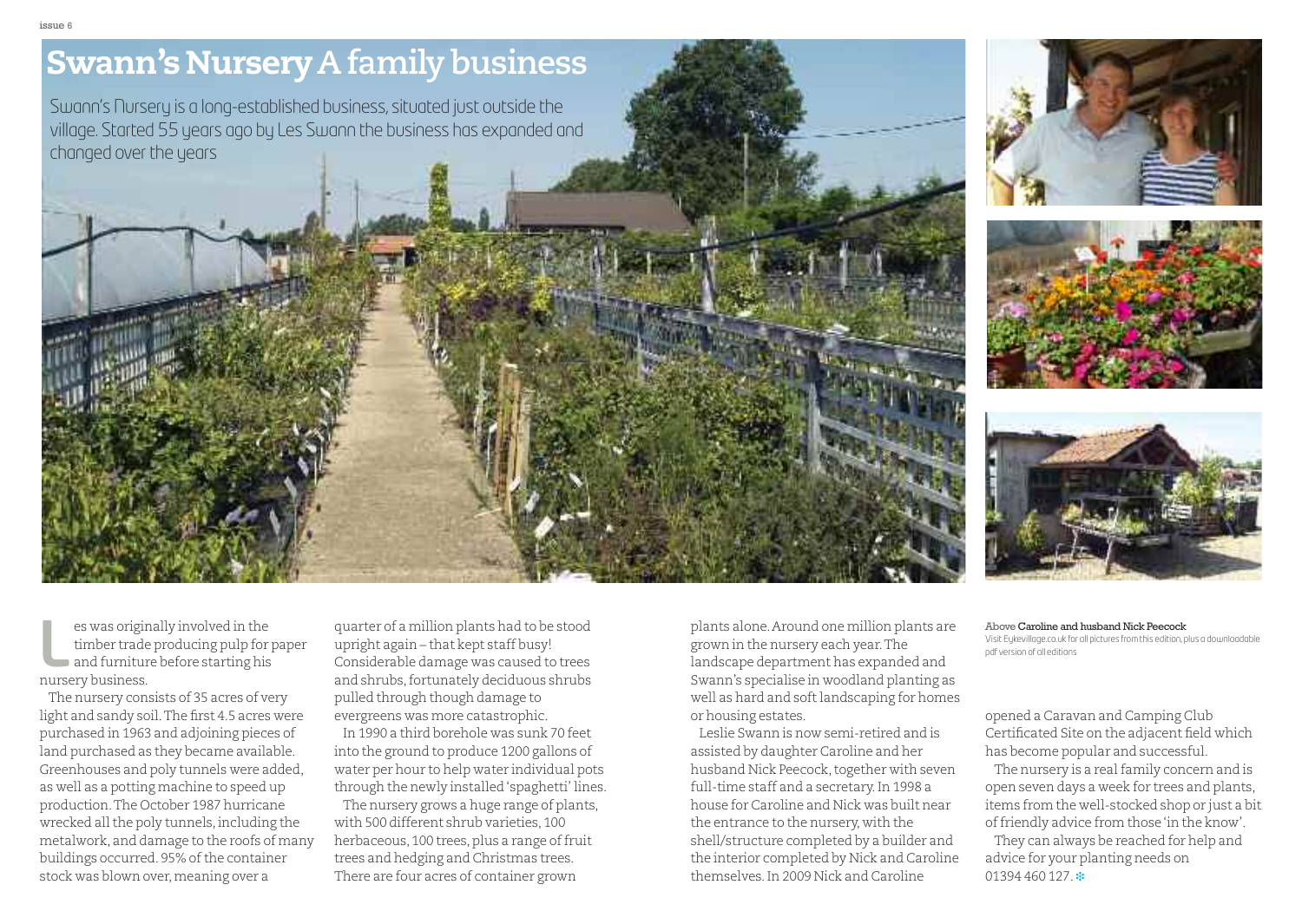# Swann's Nursery A family business

Swann's Nursery is a long-established business, situated just outside the village. Started 55 years ago by Les Swann the business has expanded and changed over the years

Les was originally involved in the timber trade producing pulp for paper and furniture before starting his nursery business.

The nursery consists of 35 acres of very light and sandy soil. The first 4.5 acres were purchased in 1963 and adjoining pieces of land purchased as they became available. Greenhouses and poly tunnels were added, as well as a potting machine to speed up production. The October 1987 hurricane wrecked all the poly tunnels, including the metalwork, and damage to the roofs of many buildings occurred. 95% of the container stock was blown over, meaning over a quarter of a million plants had to be stood upright again – that kept staff busy! Considerable damage was caused to trees and shrubs, fortunately deciduous shrubs pulled through though damage to evergreens was more catastrophic.

In 1990 a third borehole was sunk 70 feet into the ground to produce 1200 gallons of water per hour to help water individual pots through the newly installed 'spaghetti' lines.

The nursery grows a huge range of plants, with 500 different shrub varieties, 100 herbaceous, 100 trees, plus a range of fruit trees and hedging and Christmas trees. There are four acres of container grown plants alone. Around one million plants are grown in the nursery each year. The landscape department has expanded and Swann's specialise in woodland planting as well as hard and soft landscaping for homes or housing estates.

Leslie Swann is now semi-retired and is assisted by daughter Caroline and her husband Nick Peecock, together with seven full-time staff and a secretary. In 1998 a house for Caroline and Nick was built near the entrance to the nursery, with the shell/structure completed by a builder and the interior completed by Nick and Caroline themselves. In 2009 Nick and Caroline opened a Caravan and Camping Club Certificated Site on the adjacent field which has become popular and successful.

The nursery is a real family concern and is open seven days a week for trees and plants, items from the well-stocked shop or just a bit of friendly advice from those 'in the know'.

They can always be reached for help and advice for your planting needs on 01394 460 127.

**Above** Caroline and husband Nick Peecock

Visit Eykevillage.co.uk for all pictures from this edition, plus a downloadable pdf version of all editions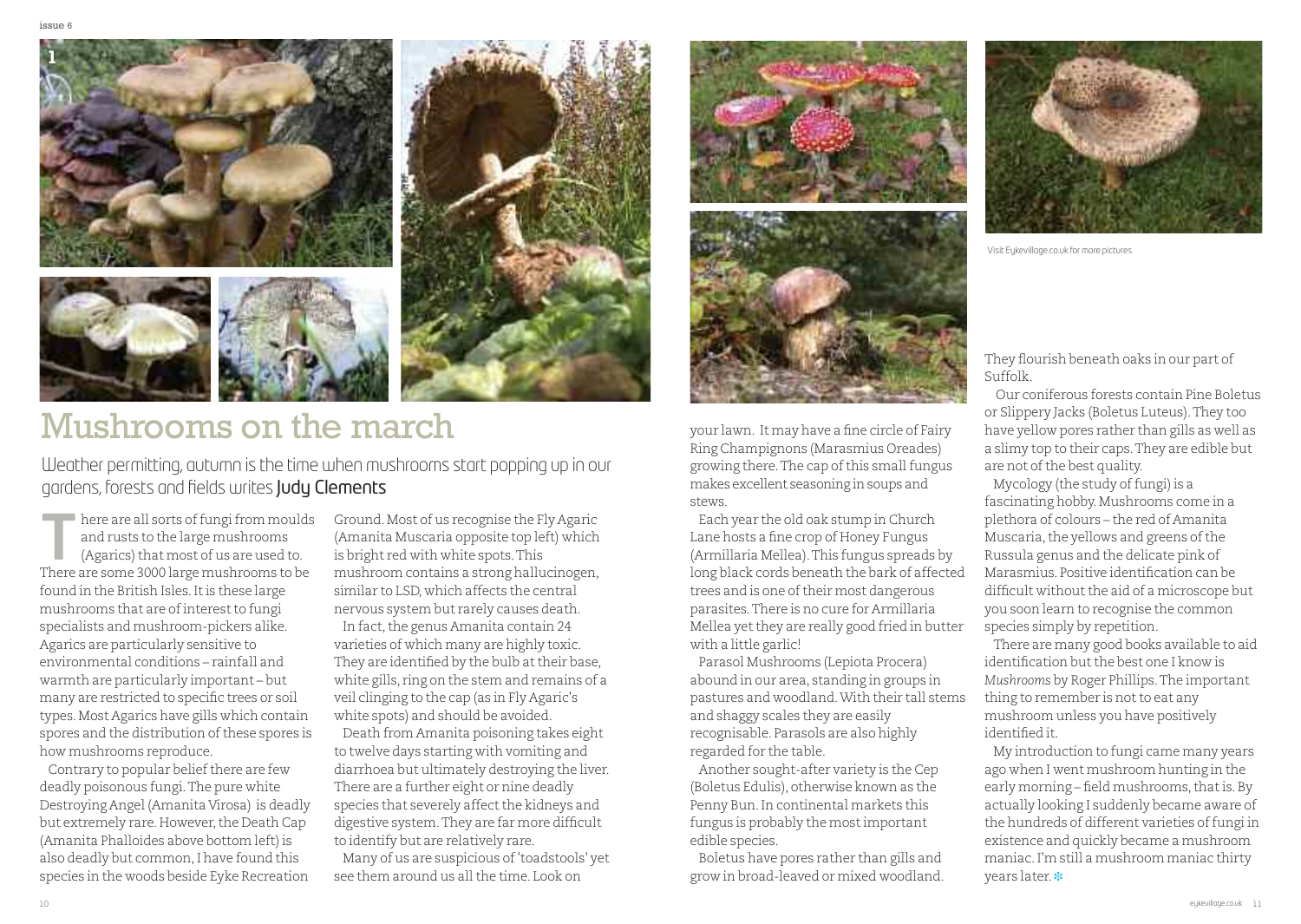# Mushrooms on the march

Weather permitting, autumn is the time when mushrooms start popping up in our gardens, forests and fields writes **Judy Clements**

There are all sorts of fungi from moulds and rusts to the large mushrooms (Agarics) that most of us are used to. There are some 3000 large mushrooms to be found in the British Isles. It is these large mushrooms that are of interest to fungi specialists and mushroom-pickers alike. Agarics are particularly sensitive to environmental conditions – rainfall and warmth are particularly important – but many are restricted to specific trees or soil types. Most Agarics have gills which contain spores and the distribution of these spores is how mushrooms reproduce.

Contrary to popular belief there are few deadly poisonous fungi. The pure white Destroying Angel (Amanita Virosa) is deadly but extremely rare. However, the Death Cap (Amanita Phalloides above bottom left) is also deadly but common, I have found this species in the woods beside Eyke Recreation Ground. Most of us recognise the Fly Agaric (Amanita Muscaria opposite top left) which is bright red with white spots. This mushroom contains a strong hallucinogen, similar to LSD, which affects the central nervous system but rarely causes death.

In fact, the genus Amanita contain 24 varieties of which many are highly toxic. They are identified by the bulb at their base, white gills, ring on the stem and remains of a veil clinging to the cap (as in Fly Agaric's white spots) and should be avoided.

Death from Amanita poisoning takes eight to twelve days starting with vomiting and diarrhoea but ultimately destroying the liver. There are a further eight or nine deadly species that severely affect the kidneys and digestive system. They are far more difficult to identify but are relatively rare.

Many of us are suspicious of 'toadstools' yet see them around us all the time. Look on your lawn. It may have a fine circle of Fairy Ring Champignons (Marasmius Oreades) growing there. The cap of this small fungus makes excellent seasoning in soups and stews.

Each year the old oak stump in Church Lane hosts a fine crop of Honey Fungus (Armillaria Mellea). This fungus spreads by long black cords beneath the bark of affected trees and is one of their most dangerous parasites. There is no cure for Armillaria Mellea yet they are really good fried in butter with a little garlic!

Parasol Mushrooms (Lepiota Procera) abound in our area, standing in groups in pastures and woodland. With their tall stems and shaggy scales they are easily recognisable. Parasols are also highly regarded for the table.

Another sought-after variety is the Cep (Boletus Edulis), otherwise known as the Penny Bun. In continental markets this fungus is probably the most important edible species.

Boletus have pores rather than gills and grow in broad-leaved or mixed woodland. They flourish beneath oaks in our part of Suffolk.

Our coniferous forests contain Pine Boletus or Slippery Jacks (Boletus Luteus). They too have yellow pores rather than gills as well as a slimy top to their caps. They are edible but are not of the best quality.

Mycology (the study of fungi) is a fascinating hobby. Mushrooms come in a plethora of colours – the red of Amanita Muscaria, the yellows and greens of the Russula genus and the delicate pink of Marasmius. Positive identification can be difficult without the aid of a microscope but you soon learn to recognise the common species simply by repetition.

There are many good books available to aid identification but the best one I know is *Mushrooms* by Roger Phillips. The important thing to remember is not to eat any mushroom unless you have positively identified it.

My introduction to fungi came many years ago when I went mushroom hunting in the early morning – field mushrooms, that is. By actually looking I suddenly became aware of the hundreds of different varieties of fungi in existence and quickly became a mushroom maniac. I'm still a mushroom maniac thirty years later.

Visit Eykevillage.co.uk for more pictures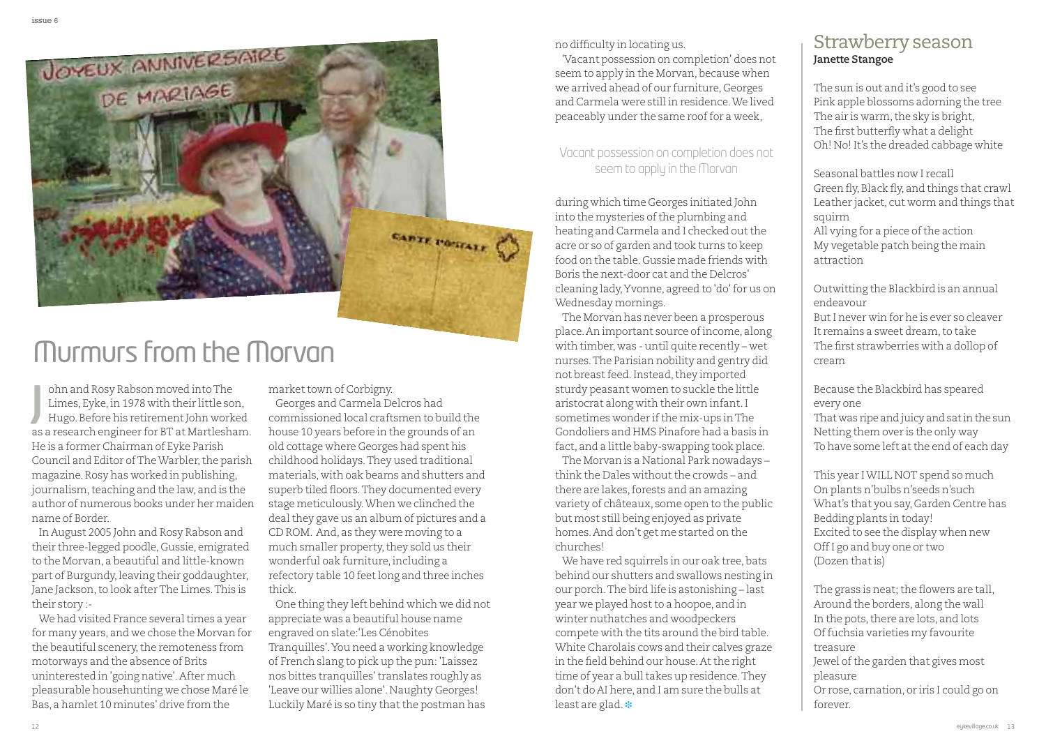# Murmurs from the Morvan

John and Rosy Rabson moved into The Limes, Eyke, in 1978 with their little son, Hugo. Before his retirement John worked as a research engineer for BT at Martlesham. He is a former Chairman of Eyke Parish Council and Editor of The Warbler, the parish magazine. Rosy has worked in publishing, journalism, teaching and the law, and is the author of numerous books under her maiden name of Border.

In August 2005 John and Rosy Rabson and their three-legged poodle, Gussie, emigrated to the Morvan, a beautiful and little-known part of Burgundy, leaving their goddaughter, Jane Jackson, to look after The Limes. This is their story :-

We had visited France several times a year for many years, and we chose the Morvan for the beautiful scenery, the remoteness from motorways and the absence of Brits uninterested in 'going native'. After much pleasurable househunting we chose Maré le Bas, a hamlet 10 minutes' drive from the market town of Corbigny.

Georges and Carmela Delcros had commissioned local craftsmen to build the house 10 years before in the grounds of an old cottage where Georges had spent his childhood holidays. They used traditional materials, with oak beams and shutters and superb tiled floors. They documented every stage meticulously. When we clinched the deal they gave us an album of pictures and a CD ROM. And, as they were moving to a much smaller property, they sold us their wonderful oak furniture, including a refectory table 10 feet long and three inches thick.

One thing they left behind which we did not appreciate was a beautiful house name engraved on slate:'Les Cénobites Tranquilles'. You need a working knowledge of French slang to pick up the pun: 'Laissez nos bittes tranquilles' translates roughly as 'Leave our willies alone'. Naughty Georges! Luckily Maré is so tiny that the postman has no difficulty in locating us.

'Vacant possession on completion' does not seem to apply in the Morvan, because when we arrived ahead of our furniture, Georges and Carmela were still in residence. We lived peaceably under the same roof for a week,

> Vacant possession on completion does not seem to apply in the Morvan

during which time Georges initiated John into the mysteries of the plumbing and heating and Carmela and I checked out the acre or so of garden and took turns to keep food on the table. Gussie made friends with Boris the next-door cat and the Delcros' cleaning lady, Yvonne, agreed to 'do' for us on Wednesday mornings.

The Morvan has never been a prosperous place. An important source of income, along with timber, was - until quite recently – wet nurses. The Parisian nobility and gentry did not breast feed. Instead, they imported sturdy peasant women to suckle the little aristocrat along with their own infant. I sometimes wonder if the mix-ups in The Gondoliers and HMS Pinafore had a basis in fact, and a little baby-swapping took place.

The Morvan is a National Park nowadays – think the Dales without the crowds – and there are lakes, forests and an amazing variety of châteaux, some open to the public but most still being enjoyed as private homes. And don't get me started on the churches!

We have red squirrels in our oak tree, bats behind our shutters and swallows nesting in our porch. The bird life is astonishing – last year we played host to a hoopoe, and in winter nuthatches and woodpeckers compete with the tits around the bird table. White Charolais cows and their calves graze in the field behind our house. At the right time of year a bull takes up residence. They don't do AI here, and I am sure the bulls at least are glad.

## Strawberry season
**Janette Stangoe**

The sun is out and it's good to see
Pink apple blossoms adorning the tree
The air is warm, the sky is bright,
The first butterfly what a delight
Oh! No! It's the dreaded cabbage white

Seasonal battles now I recall
Green fly, Black fly, and things that crawl
Leather jacket, cut worm and things that squirm
All vying for a piece of the action
My vegetable patch being the main attraction

Outwitting the Blackbird is an annual endeavour
But I never win for he is ever so cleaver
It remains a sweet dream, to take
The first strawberries with a dollop of cream

Because the Blackbird has speared every one
That was ripe and juicy and sat in the sun
Netting them over is the only way
To have some left at the end of each day

This year I WILL NOT spend so much
On plants n'bulbs n'seeds n'such
What's that you say, Garden Centre has
Bedding plants in today!
Excited to see the display when new
Off I go and buy one or two
(Dozen that is)

The grass is neat; the flowers are tall,
Around the borders, along the wall
In the pots, there are lots, and lots
Of fuchsia varieties my favourite treasure
Jewel of the garden that gives most pleasure
Or rose, carnation, or iris I could go on forever.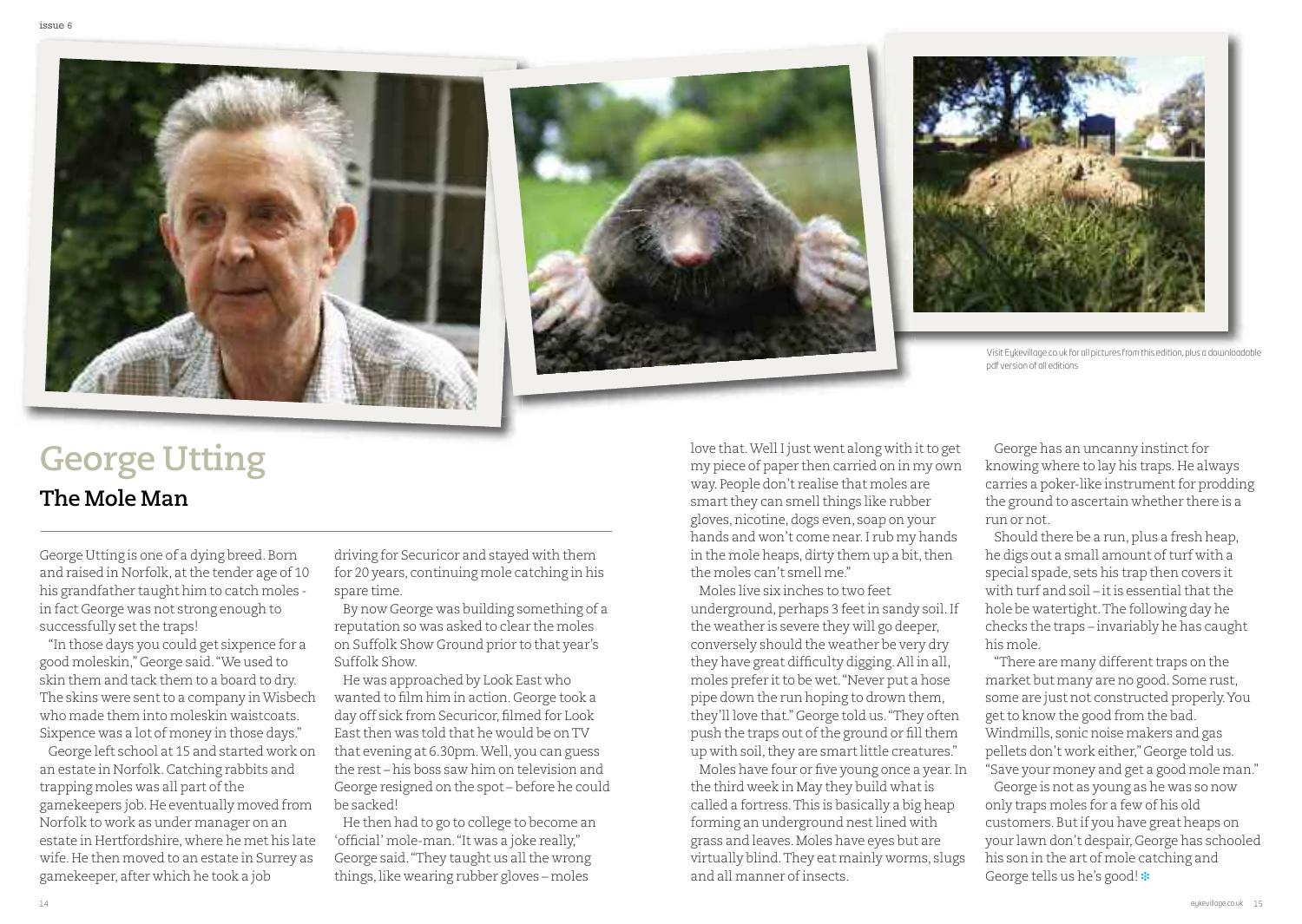Visit Eykevillage.co.uk for all pictures from this edition, plus a downloadable pdf version of all editions

# George Utting

## The Mole Man

George Utting is one of a dying breed. Born and raised in Norfolk, at the tender age of 10 his grandfather taught him to catch moles - in fact George was not strong enough to successfully set the traps!

"In those days you could get sixpence for a good moleskin," George said. "We used to skin them and tack them to a board to dry. The skins were sent to a company in Wisbech who made them into moleskin waistcoats. Sixpence was a lot of money in those days."

George left school at 15 and started work on an estate in Norfolk. Catching rabbits and trapping moles was all part of the gamekeepers job. He eventually moved from Norfolk to work as under manager on an estate in Hertfordshire, where he met his late wife. He then moved to an estate in Surrey as gamekeeper, after which he took a job driving for Securicor and stayed with them for 20 years, continuing mole catching in his spare time.

By now George was building something of a reputation so was asked to clear the moles on Suffolk Show Ground prior to that year's Suffolk Show.

He was approached by Look East who wanted to film him in action. George took a day off sick from Securicor, filmed for Look East then was told that he would be on TV that evening at 6.30pm. Well, you can guess the rest – his boss saw him on television and George resigned on the spot – before he could be sacked!

He then had to go to college to become an 'official' mole-man. "It was a joke really," George said. "They taught us all the wrong things, like wearing rubber gloves – moles love that. Well I just went along with it to get my piece of paper then carried on in my own way. People don't realise that moles are smart they can smell things like rubber gloves, nicotine, dogs even, soap on your hands and won't come near. I rub my hands in the mole heaps, dirty them up a bit, then the moles can't smell me."

Moles live six inches to two feet underground, perhaps 3 feet in sandy soil. If the weather is severe they will go deeper, conversely should the weather be very dry they have great difficulty digging. All in all, moles prefer it to be wet. "Never put a hose pipe down the run hoping to drown them, they'll love that." George told us. "They often push the traps out of the ground or fill them up with soil, they are smart little creatures."

Moles have four or five young once a year. In the third week in May they build what is called a fortress. This is basically a big heap forming an underground nest lined with grass and leaves. Moles have eyes but are virtually blind. They eat mainly worms, slugs and all manner of insects.

George has an uncanny instinct for knowing where to lay his traps. He always carries a poker-like instrument for prodding the ground to ascertain whether there is a run or not.

Should there be a run, plus a fresh heap, he digs out a small amount of turf with a special spade, sets his trap then covers it with turf and soil – it is essential that the hole be watertight. The following day he checks the traps – invariably he has caught his mole.

"There are many different traps on the market but many are no good. Some rust, some are just not constructed properly. You get to know the good from the bad. Windmills, sonic noise makers and gas pellets don't work either," George told us. "Save your money and get a good mole man."

George is not as young as he was so now only traps moles for a few of his old customers. But if you have great heaps on your lawn don't despair, George has schooled his son in the art of mole catching and George tells us he's good!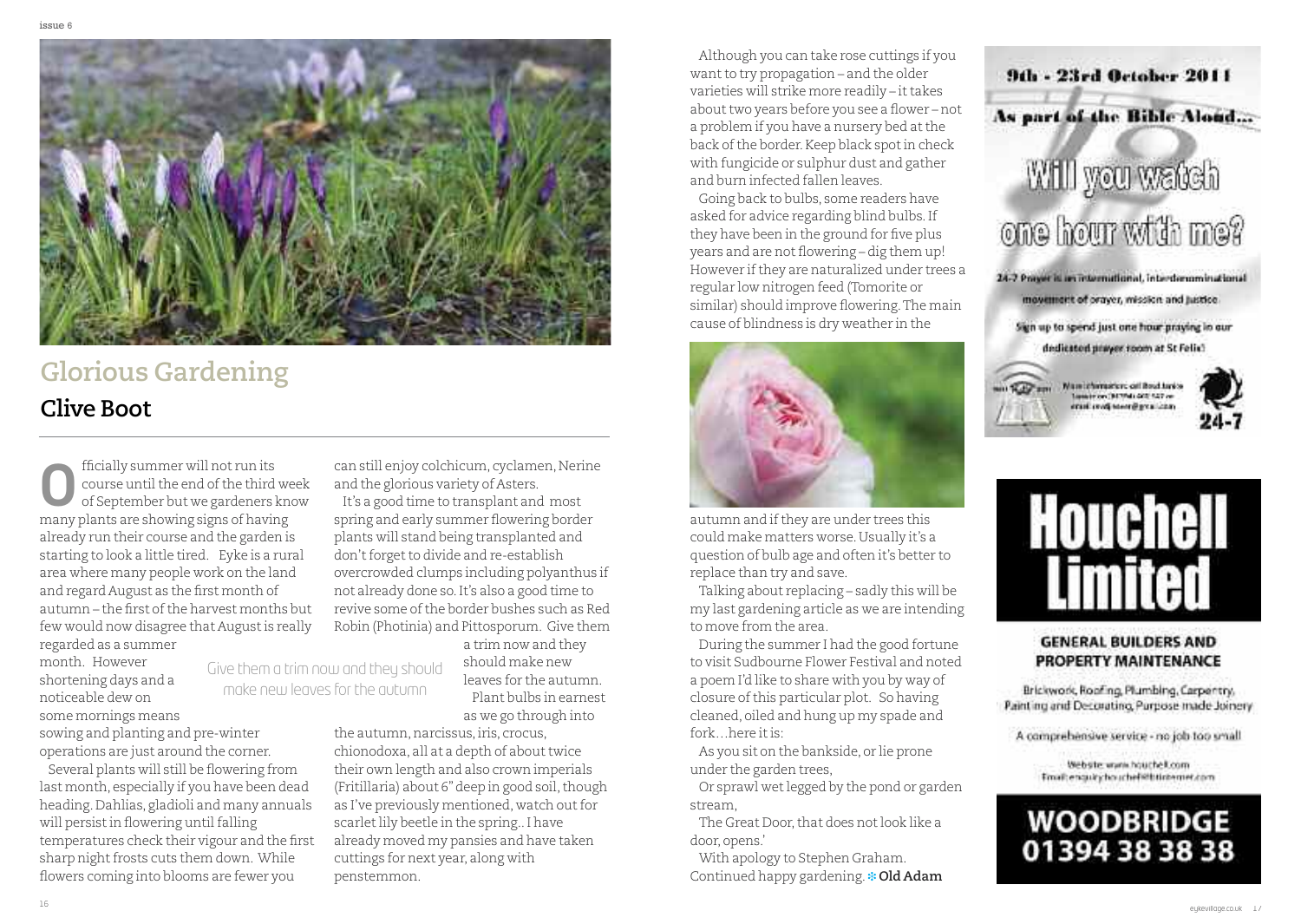# Glorious Gardening

## Clive Boot

Officially summer will not run its course until the end of the third week of September but we gardeners know many plants are showing signs of having already run their course and the garden is starting to look a little tired. Eyke is a rural area where many people work on the land and regard August as the first month of autumn – the first of the harvest months but few would now disagree that August is really regarded as a summer month. However shortening days and a noticeable dew on some mornings means sowing and planting and pre-winter operations are just around the corner.

Several plants will still be flowering from last month, especially if you have been dead heading. Dahlias, gladioli and many annuals will persist in flowering until falling temperatures check their vigour and the first sharp night frosts cuts them down. While flowers coming into blooms are fewer you can still enjoy colchicum, cyclamen, Nerine and the glorious variety of Asters.

It's a good time to transplant and most spring and early summer flowering border plants will stand being transplanted and don't forget to divide and re-establish overcrowded clumps including polyanthus if not already done so. It's also a good time to revive some of the border bushes such as Red Robin (Photinia) and Pittosporum. Give them a trim now and they should make new leaves for the autumn.

*Give them a trim now and they should make new leaves for the autumn*

Plant bulbs in earnest as we go through into the autumn, narcissus, iris, crocus, chionodoxa, all at a depth of about twice their own length and also crown imperials (Fritillaria) about 6" deep in good soil, though as I've previously mentioned, watch out for scarlet lily beetle in the spring.. I have already moved my pansies and have taken cuttings for next year, along with penstemmon.

Although you can take rose cuttings if you want to try propagation – and the older varieties will strike more readily – it takes about two years before you see a flower – not a problem if you have a nursery bed at the back of the border. Keep black spot in check with fungicide or sulphur dust and gather and burn infected fallen leaves.

Going back to bulbs, some readers have asked for advice regarding blind bulbs. If they have been in the ground for five plus years and are not flowering – dig them up! However if they are naturalized under trees a regular low nitrogen feed (Tomorite or similar) should improve flowering. The main cause of blindness is dry weather in the autumn and if they are under trees this could make matters worse. Usually it's a question of bulb age and often it's better to replace than try and save.

Talking about replacing – sadly this will be my last gardening article as we are intending to move from the area.

During the summer I had the good fortune to visit Sudbourne Flower Festival and noted a poem I'd like to share with you by way of closure of this particular plot. So having cleaned, oiled and hung up my spade and fork…here it is:

As you sit on the bankside, or lie prone under the garden trees,

Or sprawl wet legged by the pond or garden stream,

The Great Door, that does not look like a door, opens.'

With apology to Stephen Graham.

Continued happy gardening. **Old Adam**

---

**9th - 23rd October 2011**

**As part of the Bible Aloud...**

**Will you watch one hour with me?**

24-7 Prayer is an international, interdenominational movement of prayer, mission and justice.

Sign up to spend just one hour praying in our dedicated prayer room at St Felix!

24-7

---

**Houchell Limited**

**GENERAL BUILDERS AND PROPERTY MAINTENANCE**

Brickwork, Roofing, Plumbing, Carpentry, Painting and Decorating, Purpose made Joinery

A comprehensive service - no job too small

Website: www.houchell.com

**WOODBRIDGE 01394 38 38 38**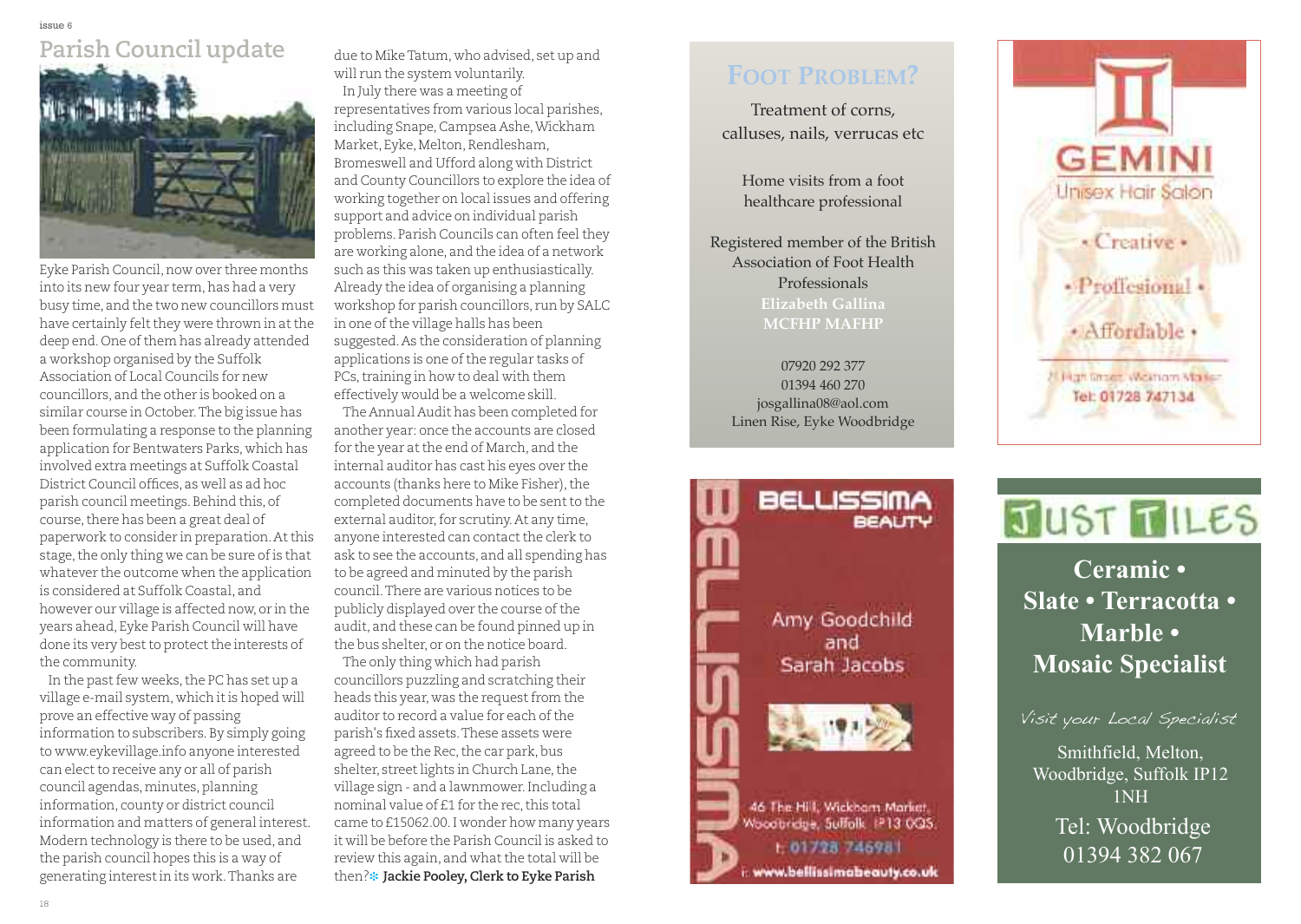## Parish Council update

Eyke Parish Council, now over three months into its new four year term, has had a very busy time, and the two new councillors must have certainly felt they were thrown in at the deep end. One of them has already attended a workshop organised by the Suffolk Association of Local Councils for new councillors, and the other is booked on a similar course in October. The big issue has been formulating a response to the planning application for Bentwaters Parks, which has involved extra meetings at Suffolk Coastal District Council offices, as well as ad hoc parish council meetings. Behind this, of course, there has been a great deal of paperwork to consider in preparation. At this stage, the only thing we can be sure of is that whatever the outcome when the application is considered at Suffolk Coastal, and however our village is affected now, or in the years ahead, Eyke Parish Council will have done its very best to protect the interests of the community.

In the past few weeks, the PC has set up a village e-mail system, which it is hoped will prove an effective way of passing information to subscribers. By simply going to www.eykevillage.info anyone interested can elect to receive any or all of parish council agendas, minutes, planning information, county or district council information and matters of general interest. Modern technology is there to be used, and the parish council hopes this is a way of generating interest in its work. Thanks are due to Mike Tatum, who advised, set up and will run the system voluntarily.

In July there was a meeting of representatives from various local parishes, including Snape, Campsea Ashe, Wickham Market, Eyke, Melton, Rendlesham, Bromeswell and Ufford along with District and County Councillors to explore the idea of working together on local issues and offering support and advice on individual parish problems. Parish Councils can often feel they are working alone, and the idea of a network such as this was taken up enthusiastically. Already the idea of organising a planning workshop for parish councillors, run by SALC in one of the village halls has been suggested. As the consideration of planning applications is one of the regular tasks of PCs, training in how to deal with them effectively would be a welcome skill.

The Annual Audit has been completed for another year: once the accounts are closed for the year at the end of March, and the internal auditor has cast his eyes over the accounts (thanks here to Mike Fisher), the completed documents have to be sent to the external auditor, for scrutiny. At any time, anyone interested can contact the clerk to ask to see the accounts, and all spending has to be agreed and minuted by the parish council. There are various notices to be publicly displayed over the course of the audit, and these can be found pinned up in the bus shelter, or on the notice board.

The only thing which had parish councillors puzzling and scratching their heads this year, was the request from the auditor to record a value for each of the parish's fixed assets. These assets were agreed to be the Rec, the car park, bus shelter, street lights in Church Lane, the village sign - and a lawnmower. Including a nominal value of £1 for the rec, this total came to £15062.00. I wonder how many years it will be before the Parish Council is asked to review this again, and what the total will be then? **Jackie Pooley, Clerk to Eyke Parish**

---

**FOOT PROBLEM?**

Treatment of corns, calluses, nails, verrucas etc

Home visits from a foot healthcare professional

Registered member of the British Association of Foot Health Professionals
**Elizabeth Gallina**
**MCFHP MAFHP**

07920 292 377
01394 460 270
josgallina08@aol.com
Linen Rise, Eyke Woodbridge

---

**GEMINI**
Unisex Hair Salon

• Creative •
• Proffesional •
• Affordable •

2 High Street Wickham Market
Tel: 01728 747134

---

**BELLISSIMA BEAUTY**

Amy Goodchild and Sarah Jacobs

46 The Hill, Wickham Market, Woodbridge, Suffolk IP13 0QS
t: 01728 746981
i: www.bellissimabeauty.co.uk

---

**JUST TILES**

**Ceramic • Slate • Terracotta • Marble • Mosaic Specialist**

*Visit your Local Specialist*

Smithfield, Melton, Woodbridge, Suffolk IP12 1NH
Tel: Woodbridge 01394 382 067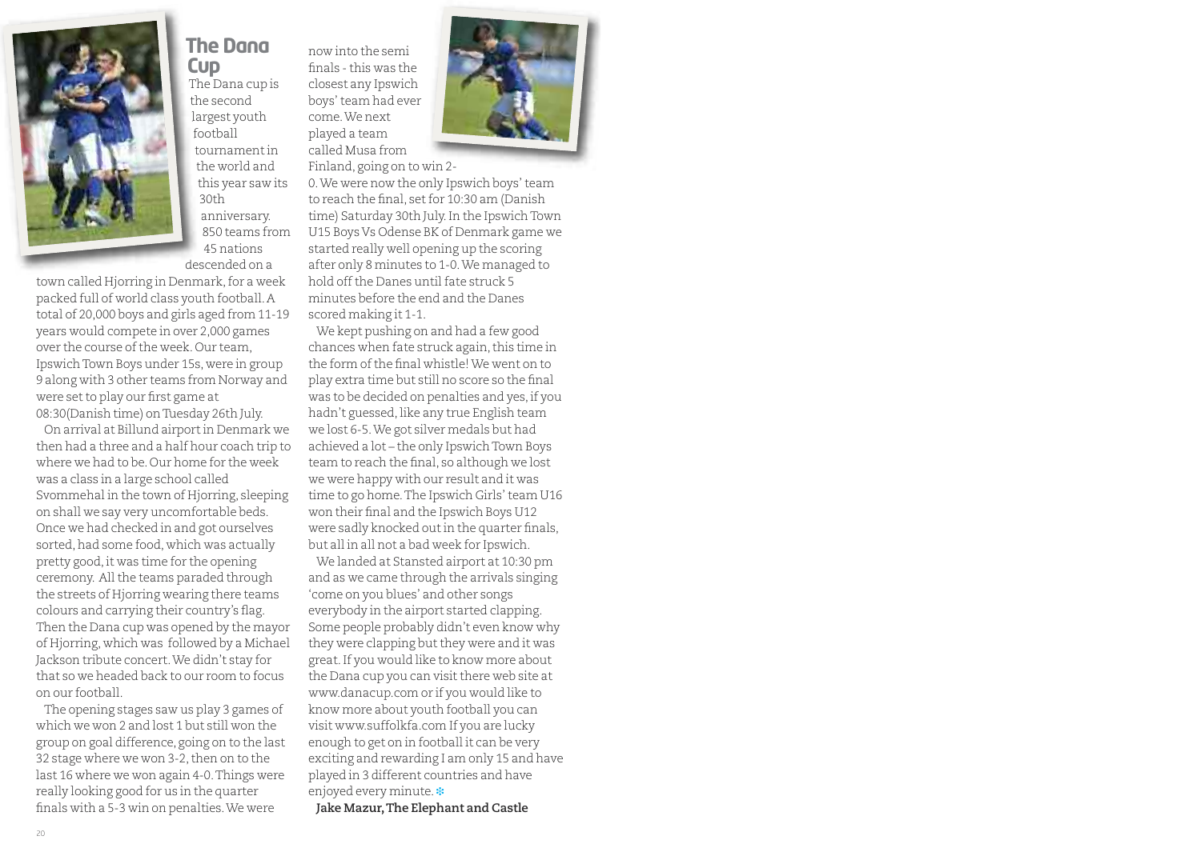# The Dana Cup

The Dana cup is the second largest youth football tournament in the world and this year saw its 30th anniversary. 850 teams from 45 nations descended on a town called Hjorring in Denmark, for a week packed full of world class youth football. A total of 20,000 boys and girls aged from 11-19 years would compete in over 2,000 games over the course of the week. Our team, Ipswich Town Boys under 15s, were in group 9 along with 3 other teams from Norway and were set to play our first game at 08:30(Danish time) on Tuesday 26th July.

On arrival at Billund airport in Denmark we then had a three and a half hour coach trip to where we had to be. Our home for the week was a class in a large school called Svommehal in the town of Hjorring, sleeping on shall we say very uncomfortable beds. Once we had checked in and got ourselves sorted, had some food, which was actually pretty good, it was time for the opening ceremony. All the teams paraded through the streets of Hjorring wearing there teams colours and carrying their country's flag. Then the Dana cup was opened by the mayor of Hjorring, which was followed by a Michael Jackson tribute concert. We didn't stay for that so we headed back to our room to focus on our football.

The opening stages saw us play 3 games of which we won 2 and lost 1 but still won the group on goal difference, going on to the last 32 stage where we won 3-2, then on to the last 16 where we won again 4-0. Things were really looking good for us in the quarter finals with a 5-3 win on penalties. We were now into the semi finals - this was the closest any Ipswich boys' team had ever come. We next played a team called Musa from Finland, going on to win 2-0. We were now the only Ipswich boys' team to reach the final, set for 10:30 am (Danish time) Saturday 30th July. In the Ipswich Town U15 Boys Vs Odense BK of Denmark game we started really well opening up the scoring after only 8 minutes to 1-0. We managed to hold off the Danes until fate struck 5 minutes before the end and the Danes scored making it 1-1.

We kept pushing on and had a few good chances when fate struck again, this time in the form of the final whistle! We went on to play extra time but still no score so the final was to be decided on penalties and yes, if you hadn't guessed, like any true English team we lost 6-5. We got silver medals but had achieved a lot – the only Ipswich Town Boys team to reach the final, so although we lost we were happy with our result and it was time to go home. The Ipswich Girls' team U16 won their final and the Ipswich Boys U12 were sadly knocked out in the quarter finals, but all in all not a bad week for Ipswich.

We landed at Stansted airport at 10:30 pm and as we came through the arrivals singing 'come on you blues' and other songs everybody in the airport started clapping. Some people probably didn't even know why they were clapping but they were and it was great. If you would like to know more about the Dana cup you can visit there web site at www.danacup.com or if you would like to know more about youth football you can visit www.suffolkfa.com If you are lucky enough to get on in football it can be very exciting and rewarding I am only 15 and have played in 3 different countries and have enjoyed every minute.

**Jake Mazur, The Elephant and Castle**